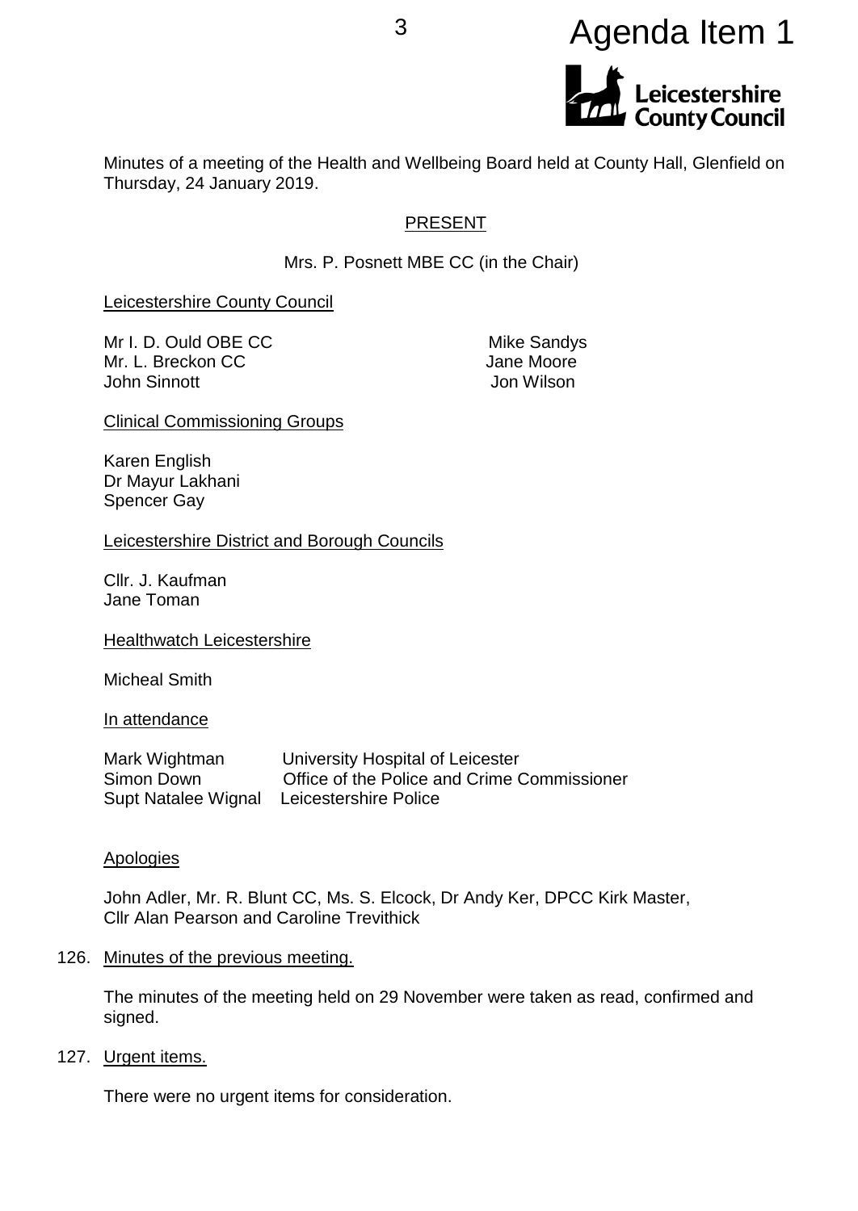Agenda Item 1

Leicestershire County Council

Minutes of a meeting of the Health and Wellbeing Board held at County Hall, Glenfield on Thursday, 24 January 2019.

## PRESENT

Mrs. P. Posnett MBE CC (in the Chair)

Leicestershire County Council

Mr I. D. Ould OBE CC
Mr. L. Breckon CC
John Sinnott
Mike Sandys
Jane Moore
Jon Wilson

Clinical Commissioning Groups

Karen English
Dr Mayur Lakhani
Spencer Gay

Leicestershire District and Borough Councils

Cllr. J. Kaufman
Jane Toman

Healthwatch Leicestershire

Micheal Smith

In attendance

| | |
|---|---|
| Mark Wightman | University Hospital of Leicester |
| Simon Down | Office of the Police and Crime Commissioner |
| Supt Natalee Wignal | Leicestershire Police |

Apologies

John Adler, Mr. R. Blunt CC, Ms. S. Elcock, Dr Andy Ker, DPCC Kirk Master, Cllr Alan Pearson and Caroline Trevithick

126. Minutes of the previous meeting.

The minutes of the meeting held on 29 November were taken as read, confirmed and signed.

127. Urgent items.

There were no urgent items for consideration.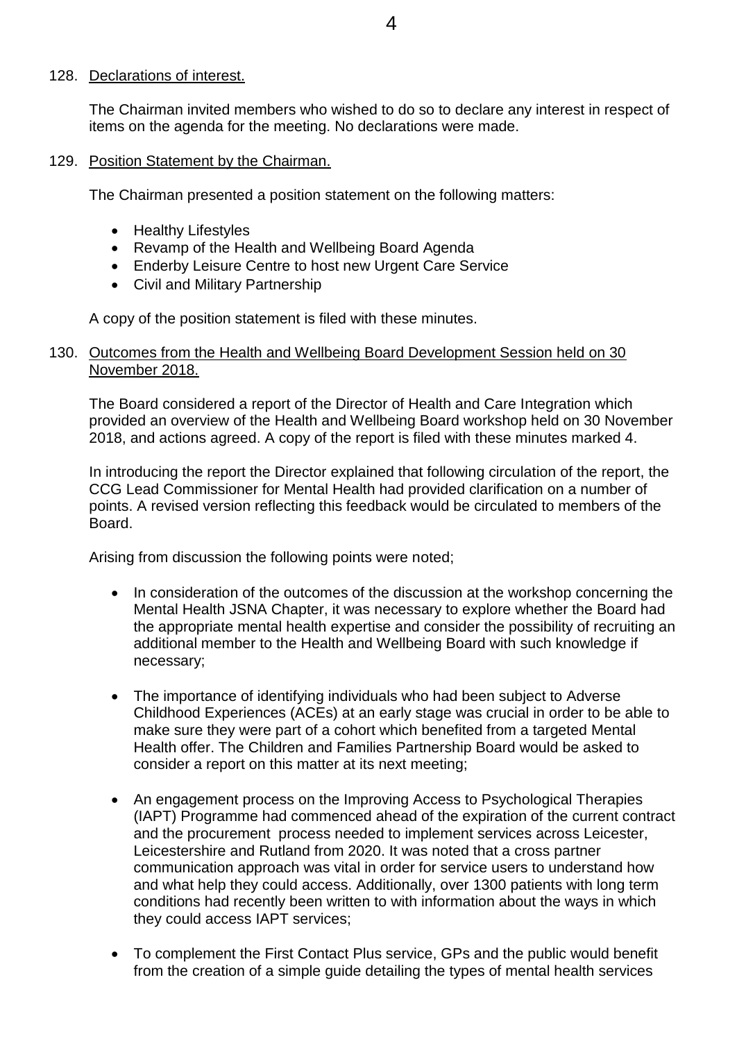128. Declarations of interest.

The Chairman invited members who wished to do so to declare any interest in respect of items on the agenda for the meeting. No declarations were made.

129. Position Statement by the Chairman.

The Chairman presented a position statement on the following matters:

- Healthy Lifestyles
- Revamp of the Health and Wellbeing Board Agenda
- Enderby Leisure Centre to host new Urgent Care Service
- Civil and Military Partnership

A copy of the position statement is filed with these minutes.

130. Outcomes from the Health and Wellbeing Board Development Session held on 30 November 2018.

The Board considered a report of the Director of Health and Care Integration which provided an overview of the Health and Wellbeing Board workshop held on 30 November 2018, and actions agreed. A copy of the report is filed with these minutes marked 4.

In introducing the report the Director explained that following circulation of the report, the CCG Lead Commissioner for Mental Health had provided clarification on a number of points. A revised version reflecting this feedback would be circulated to members of the Board.

Arising from discussion the following points were noted;

- In consideration of the outcomes of the discussion at the workshop concerning the Mental Health JSNA Chapter, it was necessary to explore whether the Board had the appropriate mental health expertise and consider the possibility of recruiting an additional member to the Health and Wellbeing Board with such knowledge if necessary;

- The importance of identifying individuals who had been subject to Adverse Childhood Experiences (ACEs) at an early stage was crucial in order to be able to make sure they were part of a cohort which benefited from a targeted Mental Health offer. The Children and Families Partnership Board would be asked to consider a report on this matter at its next meeting;

- An engagement process on the Improving Access to Psychological Therapies (IAPT) Programme had commenced ahead of the expiration of the current contract and the procurement process needed to implement services across Leicester, Leicestershire and Rutland from 2020. It was noted that a cross partner communication approach was vital in order for service users to understand how and what help they could access. Additionally, over 1300 patients with long term conditions had recently been written to with information about the ways in which they could access IAPT services;

- To complement the First Contact Plus service, GPs and the public would benefit from the creation of a simple guide detailing the types of mental health services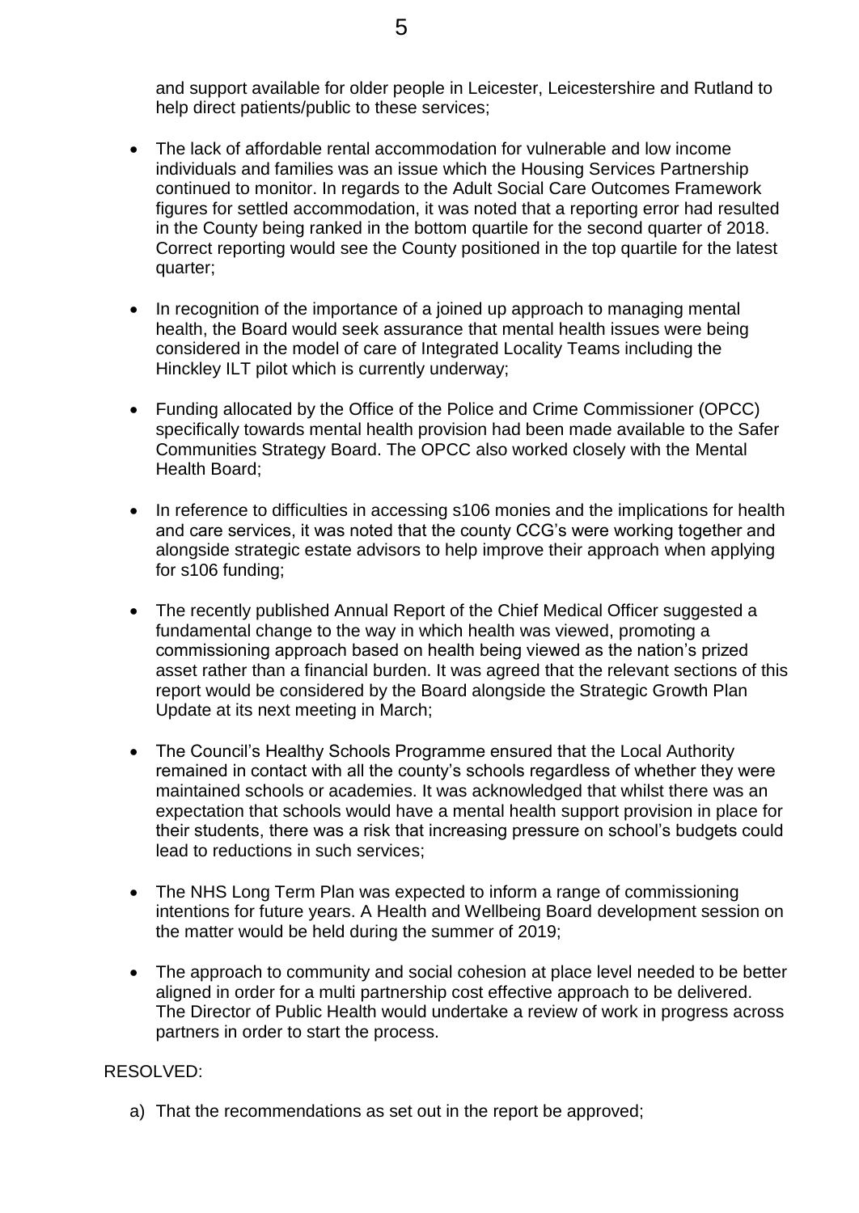and support available for older people in Leicester, Leicestershire and Rutland to help direct patients/public to these services;

- The lack of affordable rental accommodation for vulnerable and low income individuals and families was an issue which the Housing Services Partnership continued to monitor. In regards to the Adult Social Care Outcomes Framework figures for settled accommodation, it was noted that a reporting error had resulted in the County being ranked in the bottom quartile for the second quarter of 2018. Correct reporting would see the County positioned in the top quartile for the latest quarter;

- In recognition of the importance of a joined up approach to managing mental health, the Board would seek assurance that mental health issues were being considered in the model of care of Integrated Locality Teams including the Hinckley ILT pilot which is currently underway;

- Funding allocated by the Office of the Police and Crime Commissioner (OPCC) specifically towards mental health provision had been made available to the Safer Communities Strategy Board. The OPCC also worked closely with the Mental Health Board;

- In reference to difficulties in accessing s106 monies and the implications for health and care services, it was noted that the county CCG's were working together and alongside strategic estate advisors to help improve their approach when applying for s106 funding;

- The recently published Annual Report of the Chief Medical Officer suggested a fundamental change to the way in which health was viewed, promoting a commissioning approach based on health being viewed as the nation's prized asset rather than a financial burden. It was agreed that the relevant sections of this report would be considered by the Board alongside the Strategic Growth Plan Update at its next meeting in March;

- The Council's Healthy Schools Programme ensured that the Local Authority remained in contact with all the county's schools regardless of whether they were maintained schools or academies. It was acknowledged that whilst there was an expectation that schools would have a mental health support provision in place for their students, there was a risk that increasing pressure on school's budgets could lead to reductions in such services;

- The NHS Long Term Plan was expected to inform a range of commissioning intentions for future years. A Health and Wellbeing Board development session on the matter would be held during the summer of 2019;

- The approach to community and social cohesion at place level needed to be better aligned in order for a multi partnership cost effective approach to be delivered. The Director of Public Health would undertake a review of work in progress across partners in order to start the process.

RESOLVED:

a) That the recommendations as set out in the report be approved;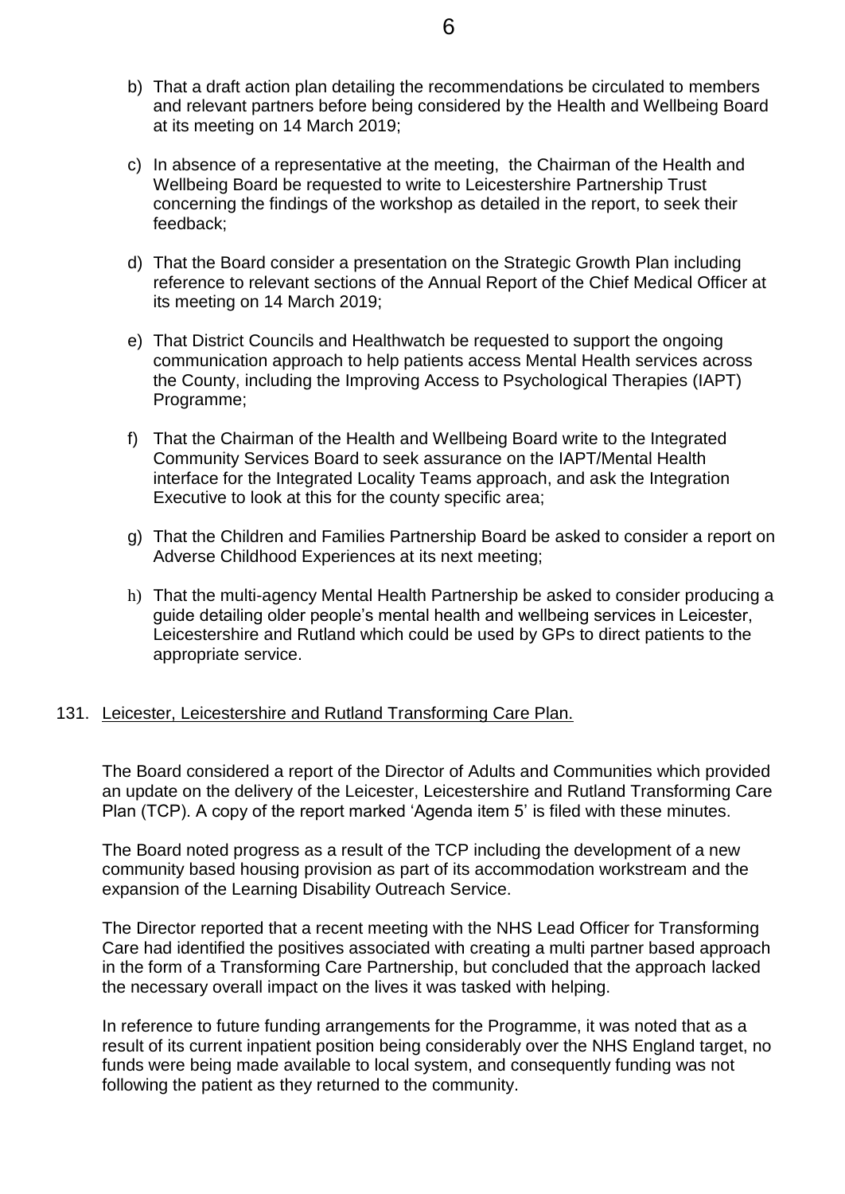b) That a draft action plan detailing the recommendations be circulated to members and relevant partners before being considered by the Health and Wellbeing Board at its meeting on 14 March 2019;

c) In absence of a representative at the meeting, the Chairman of the Health and Wellbeing Board be requested to write to Leicestershire Partnership Trust concerning the findings of the workshop as detailed in the report, to seek their feedback;

d) That the Board consider a presentation on the Strategic Growth Plan including reference to relevant sections of the Annual Report of the Chief Medical Officer at its meeting on 14 March 2019;

e) That District Councils and Healthwatch be requested to support the ongoing communication approach to help patients access Mental Health services across the County, including the Improving Access to Psychological Therapies (IAPT) Programme;

f) That the Chairman of the Health and Wellbeing Board write to the Integrated Community Services Board to seek assurance on the IAPT/Mental Health interface for the Integrated Locality Teams approach, and ask the Integration Executive to look at this for the county specific area;

g) That the Children and Families Partnership Board be asked to consider a report on Adverse Childhood Experiences at its next meeting;

h) That the multi-agency Mental Health Partnership be asked to consider producing a guide detailing older people's mental health and wellbeing services in Leicester, Leicestershire and Rutland which could be used by GPs to direct patients to the appropriate service.

131. Leicester, Leicestershire and Rutland Transforming Care Plan.

The Board considered a report of the Director of Adults and Communities which provided an update on the delivery of the Leicester, Leicestershire and Rutland Transforming Care Plan (TCP). A copy of the report marked 'Agenda item 5' is filed with these minutes.

The Board noted progress as a result of the TCP including the development of a new community based housing provision as part of its accommodation workstream and the expansion of the Learning Disability Outreach Service.

The Director reported that a recent meeting with the NHS Lead Officer for Transforming Care had identified the positives associated with creating a multi partner based approach in the form of a Transforming Care Partnership, but concluded that the approach lacked the necessary overall impact on the lives it was tasked with helping.

In reference to future funding arrangements for the Programme, it was noted that as a result of its current inpatient position being considerably over the NHS England target, no funds were being made available to local system, and consequently funding was not following the patient as they returned to the community.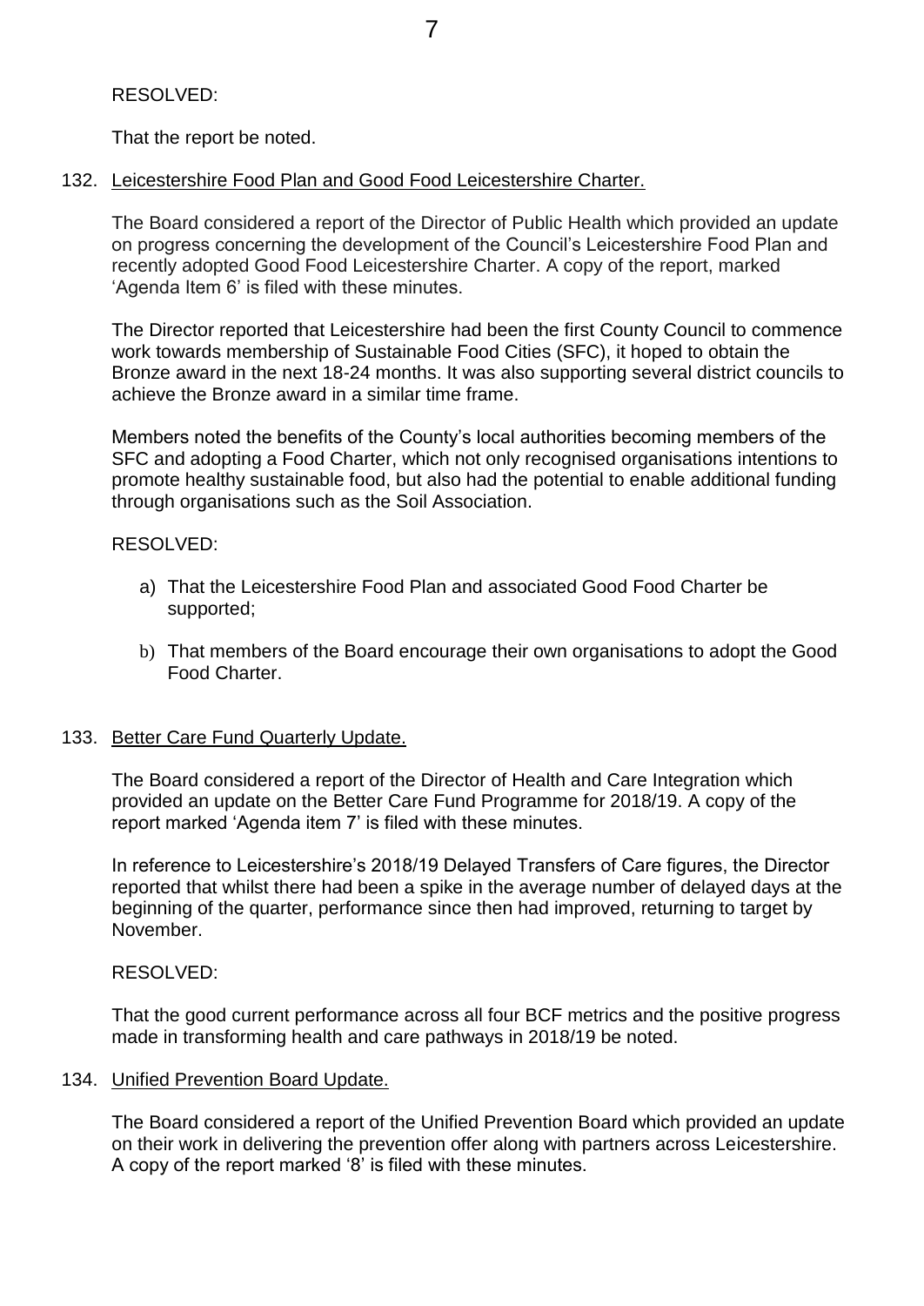RESOLVED:

That the report be noted.

132. Leicestershire Food Plan and Good Food Leicestershire Charter.

The Board considered a report of the Director of Public Health which provided an update on progress concerning the development of the Council's Leicestershire Food Plan and recently adopted Good Food Leicestershire Charter. A copy of the report, marked 'Agenda Item 6' is filed with these minutes.

The Director reported that Leicestershire had been the first County Council to commence work towards membership of Sustainable Food Cities (SFC), it hoped to obtain the Bronze award in the next 18-24 months. It was also supporting several district councils to achieve the Bronze award in a similar time frame.

Members noted the benefits of the County's local authorities becoming members of the SFC and adopting a Food Charter, which not only recognised organisations intentions to promote healthy sustainable food, but also had the potential to enable additional funding through organisations such as the Soil Association.

RESOLVED:

a) That the Leicestershire Food Plan and associated Good Food Charter be supported;

b) That members of the Board encourage their own organisations to adopt the Good Food Charter.

133. Better Care Fund Quarterly Update.

The Board considered a report of the Director of Health and Care Integration which provided an update on the Better Care Fund Programme for 2018/19. A copy of the report marked 'Agenda item 7' is filed with these minutes.

In reference to Leicestershire's 2018/19 Delayed Transfers of Care figures, the Director reported that whilst there had been a spike in the average number of delayed days at the beginning of the quarter, performance since then had improved, returning to target by November.

RESOLVED:

That the good current performance across all four BCF metrics and the positive progress made in transforming health and care pathways in 2018/19 be noted.

134. Unified Prevention Board Update.

The Board considered a report of the Unified Prevention Board which provided an update on their work in delivering the prevention offer along with partners across Leicestershire. A copy of the report marked '8' is filed with these minutes.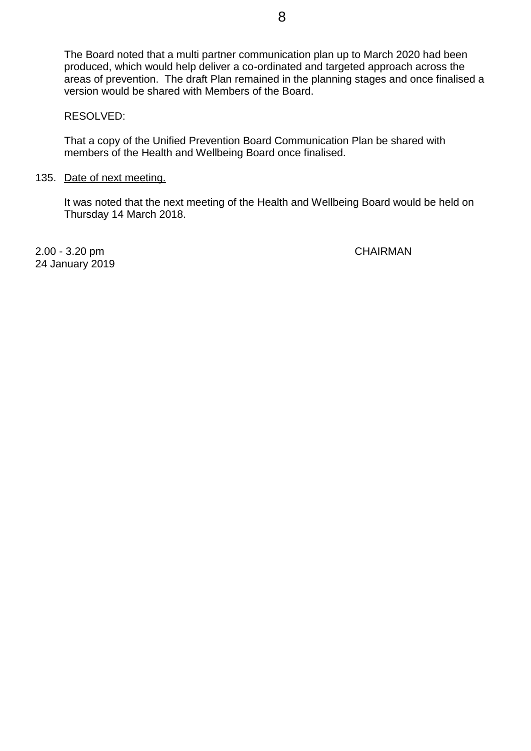The Board noted that a multi partner communication plan up to March 2020 had been produced, which would help deliver a co-ordinated and targeted approach across the areas of prevention. The draft Plan remained in the planning stages and once finalised a version would be shared with Members of the Board.

RESOLVED:

That a copy of the Unified Prevention Board Communication Plan be shared with members of the Health and Wellbeing Board once finalised.

135. Date of next meeting.

It was noted that the next meeting of the Health and Wellbeing Board would be held on Thursday 14 March 2018.

2.00 - 3.20 pm
24 January 2019

CHAIRMAN